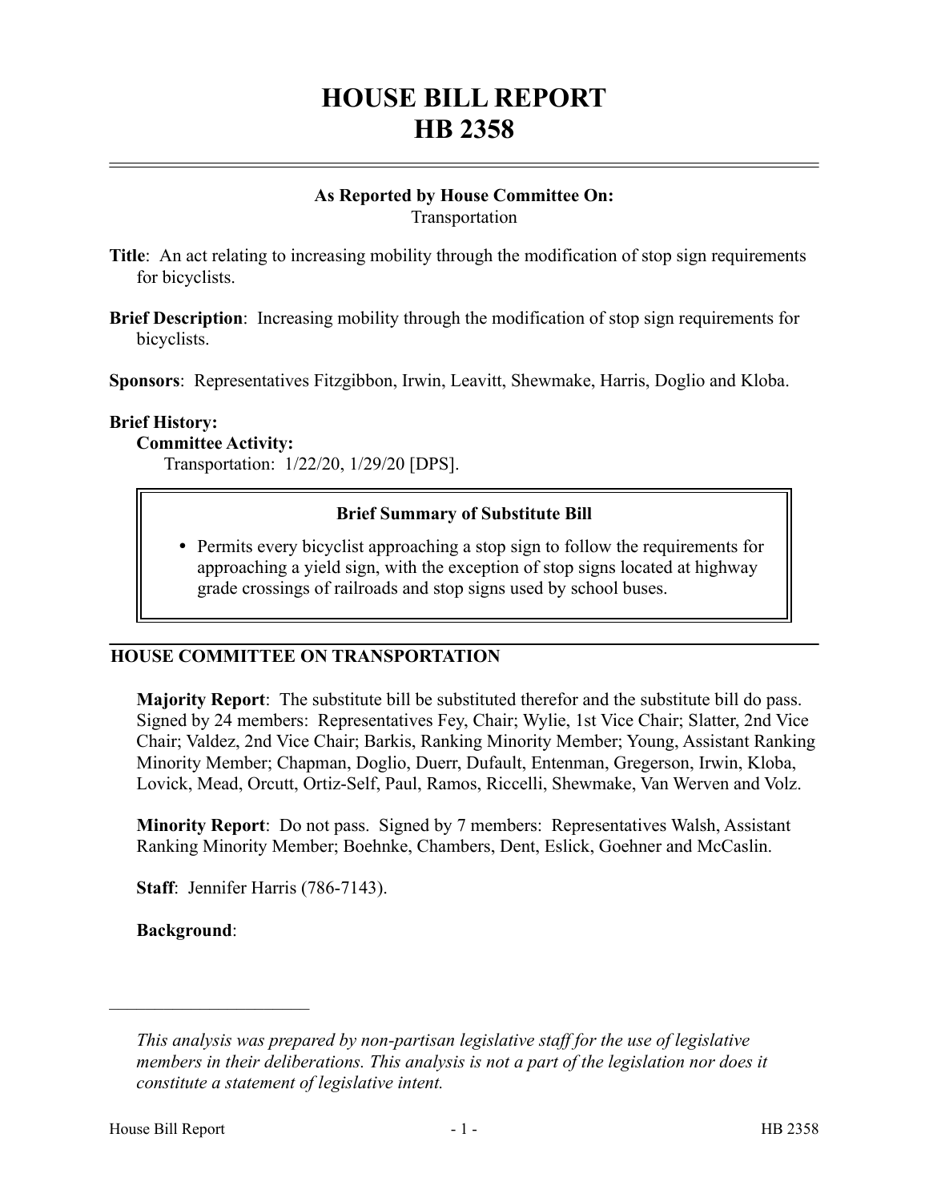# HOUSE BILL REPORT
# HB 2358

**As Reported by House Committee On:**
Transportation

**Title**: An act relating to increasing mobility through the modification of stop sign requirements for bicyclists.

**Brief Description**: Increasing mobility through the modification of stop sign requirements for bicyclists.

**Sponsors**: Representatives Fitzgibbon, Irwin, Leavitt, Shewmake, Harris, Doglio and Kloba.

**Brief History:**

**Committee Activity:**

Transportation: 1/22/20, 1/29/20 [DPS].

**Brief Summary of Substitute Bill**

- Permits every bicyclist approaching a stop sign to follow the requirements for approaching a yield sign, with the exception of stop signs located at highway grade crossings of railroads and stop signs used by school buses.

## HOUSE COMMITTEE ON TRANSPORTATION

**Majority Report**: The substitute bill be substituted therefor and the substitute bill do pass. Signed by 24 members: Representatives Fey, Chair; Wylie, 1st Vice Chair; Slatter, 2nd Vice Chair; Valdez, 2nd Vice Chair; Barkis, Ranking Minority Member; Young, Assistant Ranking Minority Member; Chapman, Doglio, Duerr, Dufault, Entenman, Gregerson, Irwin, Kloba, Lovick, Mead, Orcutt, Ortiz-Self, Paul, Ramos, Riccelli, Shewmake, Van Werven and Volz.

**Minority Report**: Do not pass. Signed by 7 members: Representatives Walsh, Assistant Ranking Minority Member; Boehnke, Chambers, Dent, Eslick, Goehner and McCaslin.

**Staff**: Jennifer Harris (786-7143).

**Background**:

---

*This analysis was prepared by non-partisan legislative staff for the use of legislative members in their deliberations. This analysis is not a part of the legislation nor does it constitute a statement of legislative intent.*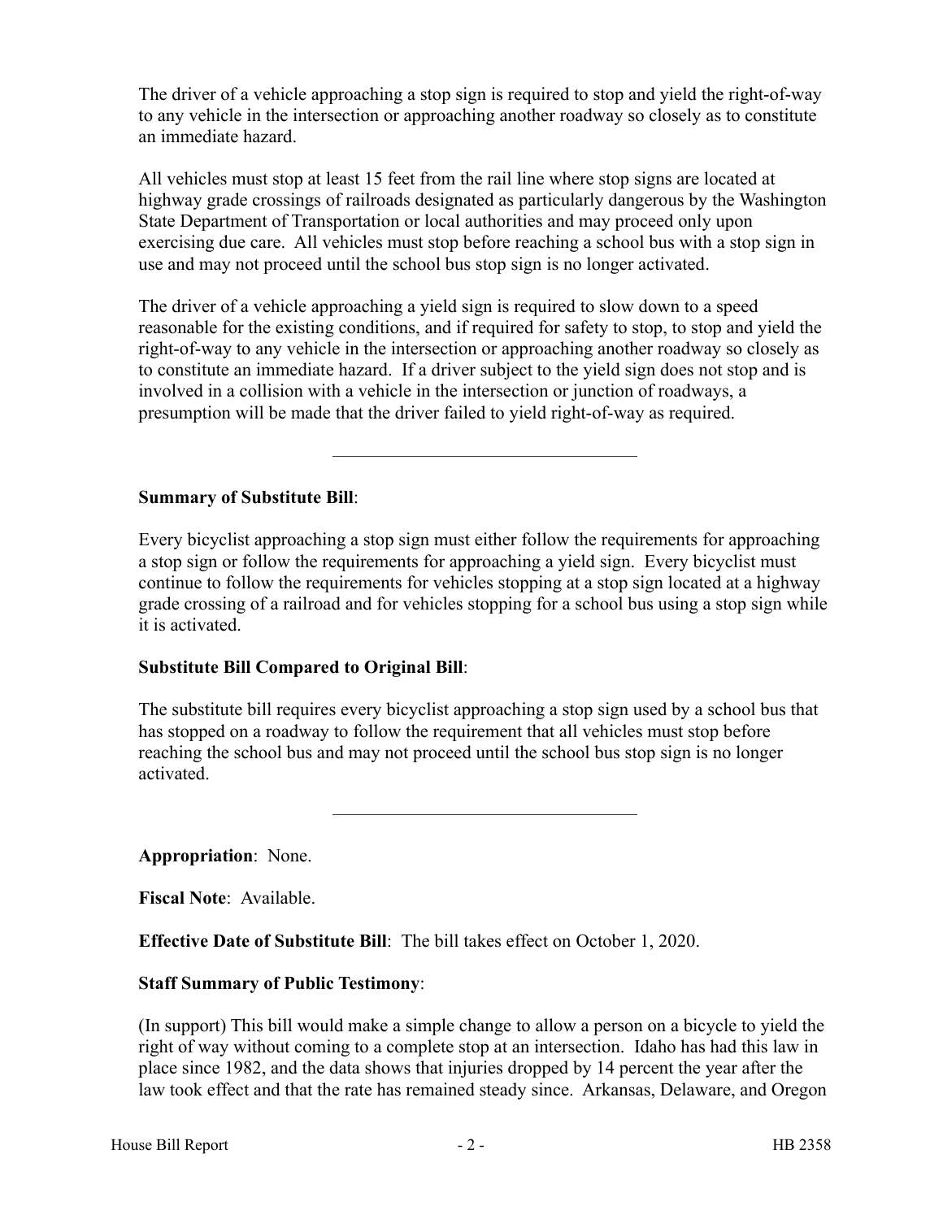The driver of a vehicle approaching a stop sign is required to stop and yield the right-of-way to any vehicle in the intersection or approaching another roadway so closely as to constitute an immediate hazard.

All vehicles must stop at least 15 feet from the rail line where stop signs are located at highway grade crossings of railroads designated as particularly dangerous by the Washington State Department of Transportation or local authorities and may proceed only upon exercising due care. All vehicles must stop before reaching a school bus with a stop sign in use and may not proceed until the school bus stop sign is no longer activated.

The driver of a vehicle approaching a yield sign is required to slow down to a speed reasonable for the existing conditions, and if required for safety to stop, to stop and yield the right-of-way to any vehicle in the intersection or approaching another roadway so closely as to constitute an immediate hazard. If a driver subject to the yield sign does not stop and is involved in a collision with a vehicle in the intersection or junction of roadways, a presumption will be made that the driver failed to yield right-of-way as required.

---

**Summary of Substitute Bill**:

Every bicyclist approaching a stop sign must either follow the requirements for approaching a stop sign or follow the requirements for approaching a yield sign. Every bicyclist must continue to follow the requirements for vehicles stopping at a stop sign located at a highway grade crossing of a railroad and for vehicles stopping for a school bus using a stop sign while it is activated.

**Substitute Bill Compared to Original Bill**:

The substitute bill requires every bicyclist approaching a stop sign used by a school bus that has stopped on a roadway to follow the requirement that all vehicles must stop before reaching the school bus and may not proceed until the school bus stop sign is no longer activated.

---

**Appropriation**: None.

**Fiscal Note**: Available.

**Effective Date of Substitute Bill**: The bill takes effect on October 1, 2020.

**Staff Summary of Public Testimony**:

(In support) This bill would make a simple change to allow a person on a bicycle to yield the right of way without coming to a complete stop at an intersection. Idaho has had this law in place since 1982, and the data shows that injuries dropped by 14 percent the year after the law took effect and that the rate has remained steady since. Arkansas, Delaware, and Oregon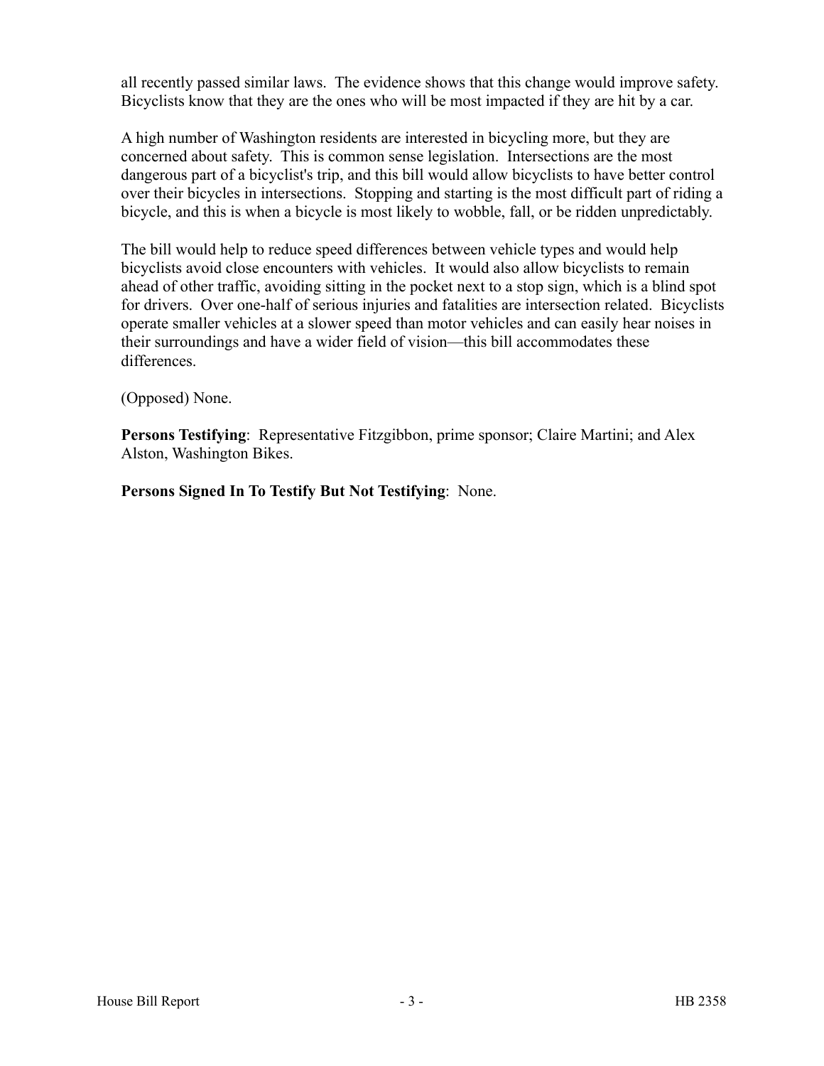all recently passed similar laws. The evidence shows that this change would improve safety. Bicyclists know that they are the ones who will be most impacted if they are hit by a car.

A high number of Washington residents are interested in bicycling more, but they are concerned about safety. This is common sense legislation. Intersections are the most dangerous part of a bicyclist's trip, and this bill would allow bicyclists to have better control over their bicycles in intersections. Stopping and starting is the most difficult part of riding a bicycle, and this is when a bicycle is most likely to wobble, fall, or be ridden unpredictably.

The bill would help to reduce speed differences between vehicle types and would help bicyclists avoid close encounters with vehicles. It would also allow bicyclists to remain ahead of other traffic, avoiding sitting in the pocket next to a stop sign, which is a blind spot for drivers. Over one-half of serious injuries and fatalities are intersection related. Bicyclists operate smaller vehicles at a slower speed than motor vehicles and can easily hear noises in their surroundings and have a wider field of vision—this bill accommodates these differences.

(Opposed) None.

**Persons Testifying**: Representative Fitzgibbon, prime sponsor; Claire Martini; and Alex Alston, Washington Bikes.

**Persons Signed In To Testify But Not Testifying**: None.